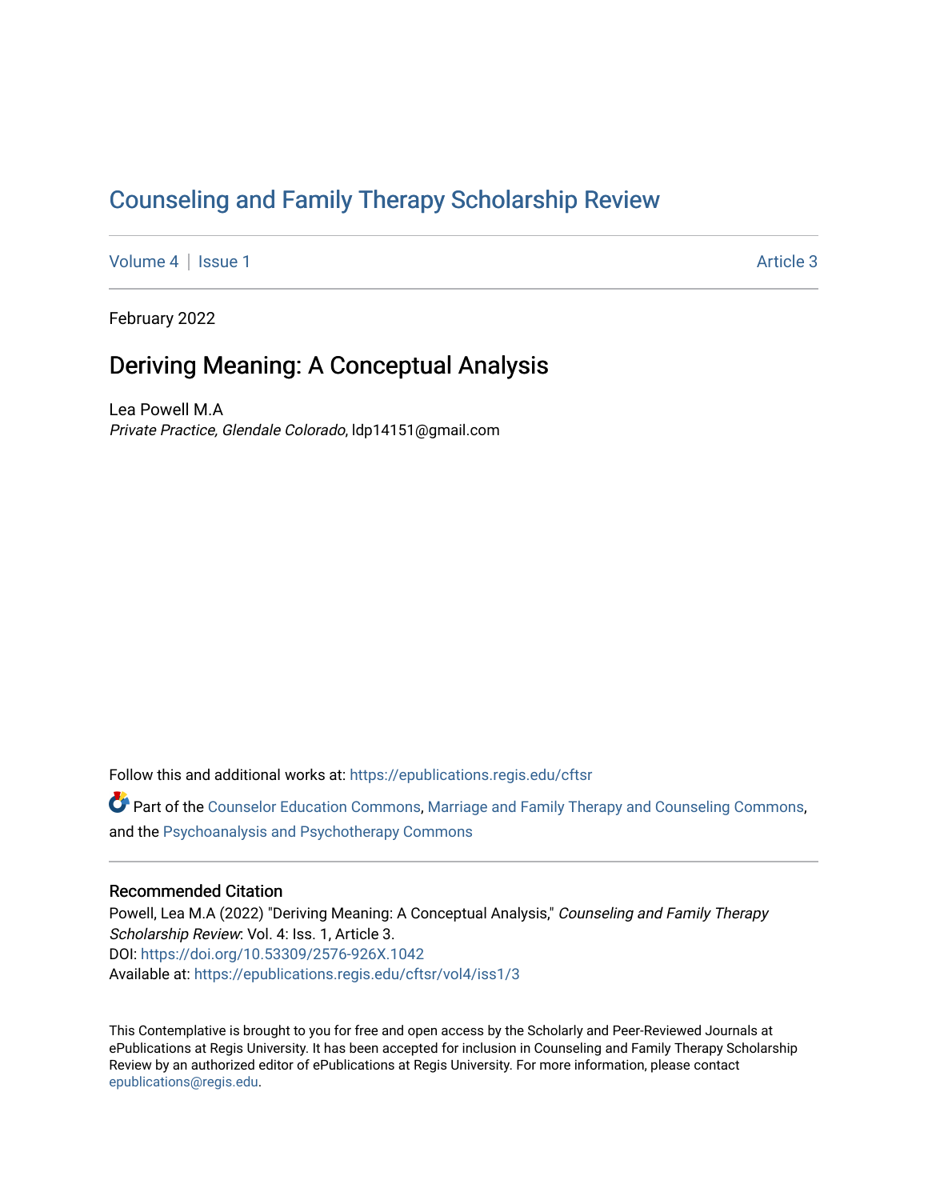# Counseling and Family Therapy Scholarship Review

Volume 4 | Issue 1 | Article 3

February 2022

## Deriving Meaning: A Conceptual Analysis

Lea Powell M.A
*Private Practice, Glendale Colorado*, ldp14151@gmail.com

Follow this and additional works at: https://epublications.regis.edu/cftsr

Part of the Counselor Education Commons, Marriage and Family Therapy and Counseling Commons, and the Psychoanalysis and Psychotherapy Commons

### Recommended Citation

Powell, Lea M.A (2022) "Deriving Meaning: A Conceptual Analysis," *Counseling and Family Therapy Scholarship Review*: Vol. 4: Iss. 1, Article 3.
DOI: https://doi.org/10.53309/2576-926X.1042
Available at: https://epublications.regis.edu/cftsr/vol4/iss1/3

This Contemplative is brought to you for free and open access by the Scholarly and Peer-Reviewed Journals at ePublications at Regis University. It has been accepted for inclusion in Counseling and Family Therapy Scholarship Review by an authorized editor of ePublications at Regis University. For more information, please contact epublications@regis.edu.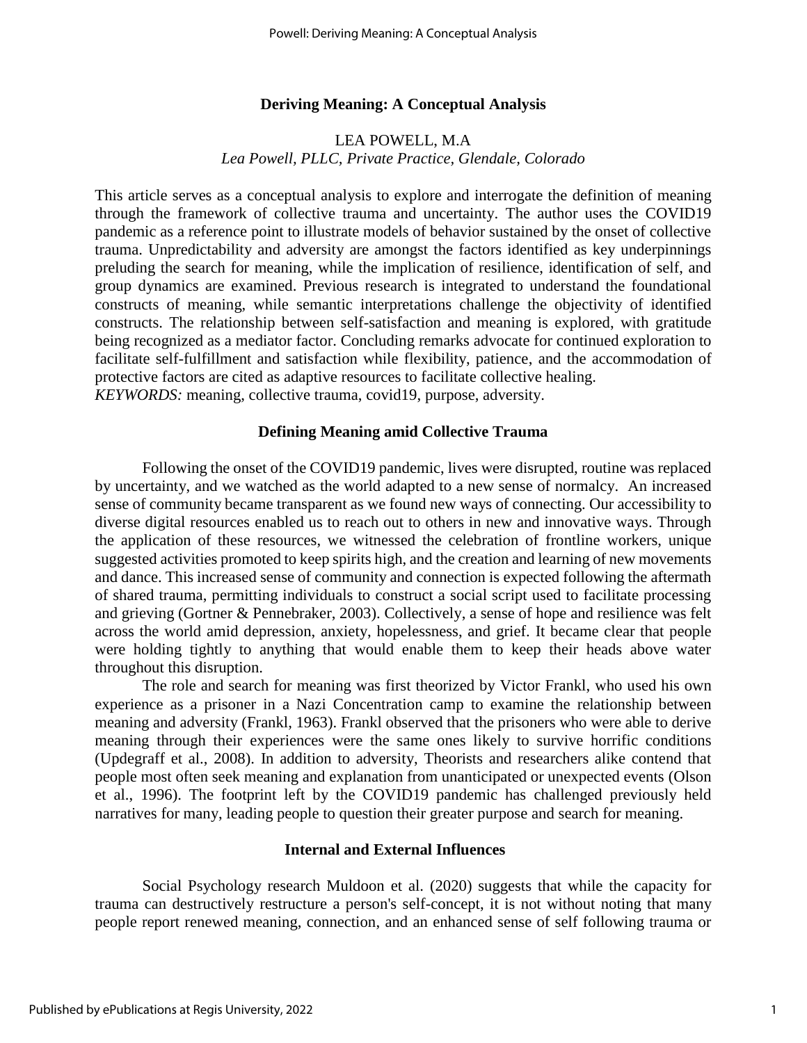## Deriving Meaning: A Conceptual Analysis

LEA POWELL, M.A
*Lea Powell, PLLC, Private Practice, Glendale, Colorado*

This article serves as a conceptual analysis to explore and interrogate the definition of meaning through the framework of collective trauma and uncertainty. The author uses the COVID19 pandemic as a reference point to illustrate models of behavior sustained by the onset of collective trauma. Unpredictability and adversity are amongst the factors identified as key underpinnings preluding the search for meaning, while the implication of resilience, identification of self, and group dynamics are examined. Previous research is integrated to understand the foundational constructs of meaning, while semantic interpretations challenge the objectivity of identified constructs. The relationship between self-satisfaction and meaning is explored, with gratitude being recognized as a mediator factor. Concluding remarks advocate for continued exploration to facilitate self-fulfillment and satisfaction while flexibility, patience, and the accommodation of protective factors are cited as adaptive resources to facilitate collective healing.
*KEYWORDS:* meaning, collective trauma, covid19, purpose, adversity.

### Defining Meaning amid Collective Trauma

Following the onset of the COVID19 pandemic, lives were disrupted, routine was replaced by uncertainty, and we watched as the world adapted to a new sense of normalcy. An increased sense of community became transparent as we found new ways of connecting. Our accessibility to diverse digital resources enabled us to reach out to others in new and innovative ways. Through the application of these resources, we witnessed the celebration of frontline workers, unique suggested activities promoted to keep spirits high, and the creation and learning of new movements and dance. This increased sense of community and connection is expected following the aftermath of shared trauma, permitting individuals to construct a social script used to facilitate processing and grieving (Gortner & Pennebraker, 2003). Collectively, a sense of hope and resilience was felt across the world amid depression, anxiety, hopelessness, and grief. It became clear that people were holding tightly to anything that would enable them to keep their heads above water throughout this disruption.

The role and search for meaning was first theorized by Victor Frankl, who used his own experience as a prisoner in a Nazi Concentration camp to examine the relationship between meaning and adversity (Frankl, 1963). Frankl observed that the prisoners who were able to derive meaning through their experiences were the same ones likely to survive horrific conditions (Updegraff et al., 2008). In addition to adversity, Theorists and researchers alike contend that people most often seek meaning and explanation from unanticipated or unexpected events (Olson et al., 1996). The footprint left by the COVID19 pandemic has challenged previously held narratives for many, leading people to question their greater purpose and search for meaning.

### Internal and External Influences

Social Psychology research Muldoon et al. (2020) suggests that while the capacity for trauma can destructively restructure a person's self-concept, it is not without noting that many people report renewed meaning, connection, and an enhanced sense of self following trauma or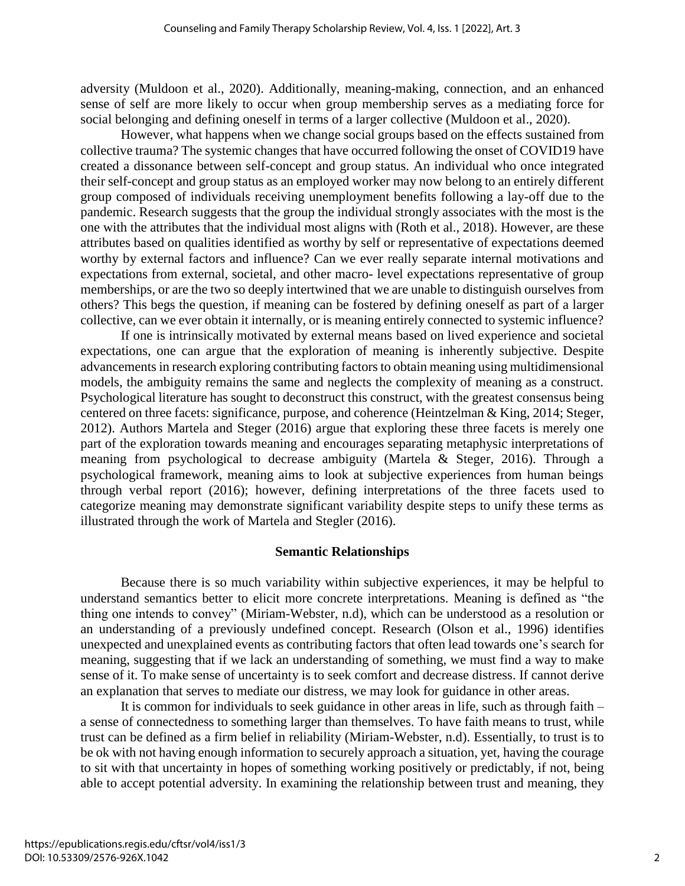adversity (Muldoon et al., 2020). Additionally, meaning-making, connection, and an enhanced sense of self are more likely to occur when group membership serves as a mediating force for social belonging and defining oneself in terms of a larger collective (Muldoon et al., 2020).

However, what happens when we change social groups based on the effects sustained from collective trauma? The systemic changes that have occurred following the onset of COVID19 have created a dissonance between self-concept and group status. An individual who once integrated their self-concept and group status as an employed worker may now belong to an entirely different group composed of individuals receiving unemployment benefits following a lay-off due to the pandemic. Research suggests that the group the individual strongly associates with the most is the one with the attributes that the individual most aligns with (Roth et al., 2018). However, are these attributes based on qualities identified as worthy by self or representative of expectations deemed worthy by external factors and influence? Can we ever really separate internal motivations and expectations from external, societal, and other macro- level expectations representative of group memberships, or are the two so deeply intertwined that we are unable to distinguish ourselves from others? This begs the question, if meaning can be fostered by defining oneself as part of a larger collective, can we ever obtain it internally, or is meaning entirely connected to systemic influence?

If one is intrinsically motivated by external means based on lived experience and societal expectations, one can argue that the exploration of meaning is inherently subjective. Despite advancements in research exploring contributing factors to obtain meaning using multidimensional models, the ambiguity remains the same and neglects the complexity of meaning as a construct. Psychological literature has sought to deconstruct this construct, with the greatest consensus being centered on three facets: significance, purpose, and coherence (Heintzelman & King, 2014; Steger, 2012). Authors Martela and Steger (2016) argue that exploring these three facets is merely one part of the exploration towards meaning and encourages separating metaphysic interpretations of meaning from psychological to decrease ambiguity (Martela & Steger, 2016). Through a psychological framework, meaning aims to look at subjective experiences from human beings through verbal report (2016); however, defining interpretations of the three facets used to categorize meaning may demonstrate significant variability despite steps to unify these terms as illustrated through the work of Martela and Stegler (2016).

## Semantic Relationships

Because there is so much variability within subjective experiences, it may be helpful to understand semantics better to elicit more concrete interpretations. Meaning is defined as "the thing one intends to convey" (Miriam-Webster, n.d), which can be understood as a resolution or an understanding of a previously undefined concept. Research (Olson et al., 1996) identifies unexpected and unexplained events as contributing factors that often lead towards one's search for meaning, suggesting that if we lack an understanding of something, we must find a way to make sense of it. To make sense of uncertainty is to seek comfort and decrease distress. If cannot derive an explanation that serves to mediate our distress, we may look for guidance in other areas.

It is common for individuals to seek guidance in other areas in life, such as through faith – a sense of connectedness to something larger than themselves. To have faith means to trust, while trust can be defined as a firm belief in reliability (Miriam-Webster, n.d). Essentially, to trust is to be ok with not having enough information to securely approach a situation, yet, having the courage to sit with that uncertainty in hopes of something working positively or predictably, if not, being able to accept potential adversity. In examining the relationship between trust and meaning, they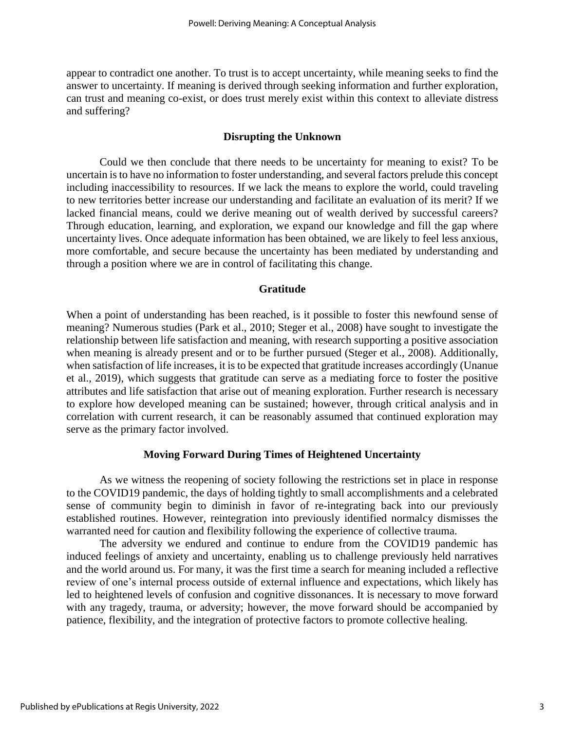appear to contradict one another. To trust is to accept uncertainty, while meaning seeks to find the answer to uncertainty. If meaning is derived through seeking information and further exploration, can trust and meaning co-exist, or does trust merely exist within this context to alleviate distress and suffering?

## Disrupting the Unknown

Could we then conclude that there needs to be uncertainty for meaning to exist? To be uncertain is to have no information to foster understanding, and several factors prelude this concept including inaccessibility to resources. If we lack the means to explore the world, could traveling to new territories better increase our understanding and facilitate an evaluation of its merit? If we lacked financial means, could we derive meaning out of wealth derived by successful careers? Through education, learning, and exploration, we expand our knowledge and fill the gap where uncertainty lives. Once adequate information has been obtained, we are likely to feel less anxious, more comfortable, and secure because the uncertainty has been mediated by understanding and through a position where we are in control of facilitating this change.

## Gratitude

When a point of understanding has been reached, is it possible to foster this newfound sense of meaning? Numerous studies (Park et al., 2010; Steger et al., 2008) have sought to investigate the relationship between life satisfaction and meaning, with research supporting a positive association when meaning is already present and or to be further pursued (Steger et al., 2008). Additionally, when satisfaction of life increases, it is to be expected that gratitude increases accordingly (Unanue et al., 2019), which suggests that gratitude can serve as a mediating force to foster the positive attributes and life satisfaction that arise out of meaning exploration. Further research is necessary to explore how developed meaning can be sustained; however, through critical analysis and in correlation with current research, it can be reasonably assumed that continued exploration may serve as the primary factor involved.

## Moving Forward During Times of Heightened Uncertainty

As we witness the reopening of society following the restrictions set in place in response to the COVID19 pandemic, the days of holding tightly to small accomplishments and a celebrated sense of community begin to diminish in favor of re-integrating back into our previously established routines. However, reintegration into previously identified normalcy dismisses the warranted need for caution and flexibility following the experience of collective trauma.

The adversity we endured and continue to endure from the COVID19 pandemic has induced feelings of anxiety and uncertainty, enabling us to challenge previously held narratives and the world around us. For many, it was the first time a search for meaning included a reflective review of one's internal process outside of external influence and expectations, which likely has led to heightened levels of confusion and cognitive dissonances. It is necessary to move forward with any tragedy, trauma, or adversity; however, the move forward should be accompanied by patience, flexibility, and the integration of protective factors to promote collective healing.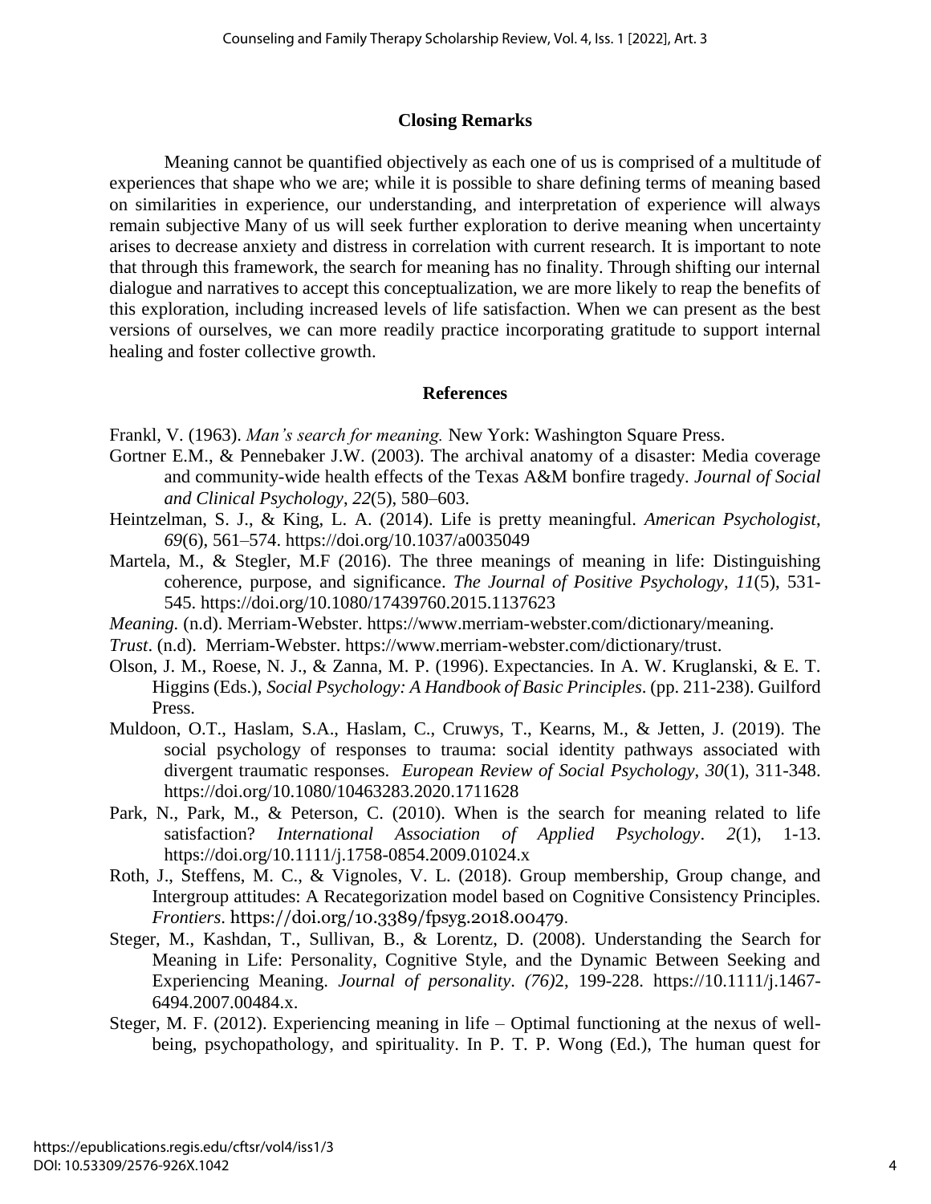## Closing Remarks

Meaning cannot be quantified objectively as each one of us is comprised of a multitude of experiences that shape who we are; while it is possible to share defining terms of meaning based on similarities in experience, our understanding, and interpretation of experience will always remain subjective Many of us will seek further exploration to derive meaning when uncertainty arises to decrease anxiety and distress in correlation with current research. It is important to note that through this framework, the search for meaning has no finality. Through shifting our internal dialogue and narratives to accept this conceptualization, we are more likely to reap the benefits of this exploration, including increased levels of life satisfaction. When we can present as the best versions of ourselves, we can more readily practice incorporating gratitude to support internal healing and foster collective growth.

## References

Frankl, V. (1963). *Man's search for meaning.* New York: Washington Square Press.

Gortner E.M., & Pennebaker J.W. (2003). The archival anatomy of a disaster: Media coverage and community-wide health effects of the Texas A&M bonfire tragedy. *Journal of Social and Clinical Psychology*, *22*(5), 580–603.

Heintzelman, S. J., & King, L. A. (2014). Life is pretty meaningful. *American Psychologist*, *69*(6), 561–574. https://doi.org/10.1037/a0035049

Martela, M., & Stegler, M.F (2016). The three meanings of meaning in life: Distinguishing coherence, purpose, and significance. *The Journal of Positive Psychology*, *11*(5), 531-545. https://doi.org/10.1080/17439760.2015.1137623

*Meaning*. (n.d). Merriam-Webster. https://www.merriam-webster.com/dictionary/meaning.

*Trust*. (n.d). Merriam-Webster. https://www.merriam-webster.com/dictionary/trust.

Olson, J. M., Roese, N. J., & Zanna, M. P. (1996). Expectancies. In A. W. Kruglanski, & E. T. Higgins (Eds.), *Social Psychology: A Handbook of Basic Principles*. (pp. 211-238). Guilford Press.

Muldoon, O.T., Haslam, S.A., Haslam, C., Cruwys, T., Kearns, M., & Jetten, J. (2019). The social psychology of responses to trauma: social identity pathways associated with divergent traumatic responses. *European Review of Social Psychology*, *30*(1), 311-348. https://doi.org/10.1080/10463283.2020.1711628

Park, N., Park, M., & Peterson, C. (2010). When is the search for meaning related to life satisfaction? *International Association of Applied Psychology*. *2*(1), 1-13. https://doi.org/10.1111/j.1758-0854.2009.01024.x

Roth, J., Steffens, M. C., & Vignoles, V. L. (2018). Group membership, Group change, and Intergroup attitudes: A Recategorization model based on Cognitive Consistency Principles. *Frontiers*. https://doi.org/10.3389/fpsyg.2018.00479.

Steger, M., Kashdan, T., Sullivan, B., & Lorentz, D. (2008). Understanding the Search for Meaning in Life: Personality, Cognitive Style, and the Dynamic Between Seeking and Experiencing Meaning. *Journal of personality*. *(76)*2, 199-228. https://10.1111/j.1467-6494.2007.00484.x.

Steger, M. F. (2012). Experiencing meaning in life – Optimal functioning at the nexus of well-being, psychopathology, and spirituality. In P. T. P. Wong (Ed.), The human quest for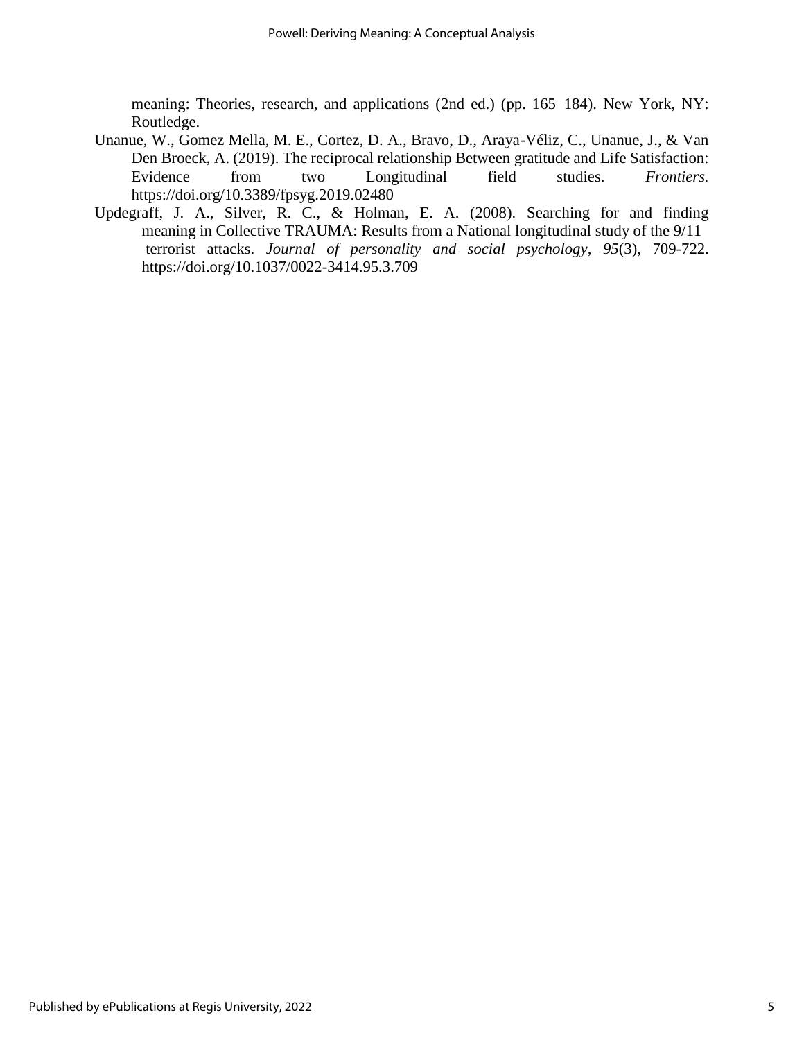meaning: Theories, research, and applications (2nd ed.) (pp. 165–184). New York, NY: Routledge.

Unanue, W., Gomez Mella, M. E., Cortez, D. A., Bravo, D., Araya-Véliz, C., Unanue, J., & Van Den Broeck, A. (2019). The reciprocal relationship Between gratitude and Life Satisfaction: Evidence from two Longitudinal field studies. *Frontiers.* https://doi.org/10.3389/fpsyg.2019.02480

Updegraff, J. A., Silver, R. C., & Holman, E. A. (2008). Searching for and finding meaning in Collective TRAUMA: Results from a National longitudinal study of the 9/11 terrorist attacks. *Journal of personality and social psychology*, *95*(3), 709-722. https://doi.org/10.1037/0022-3414.95.3.709